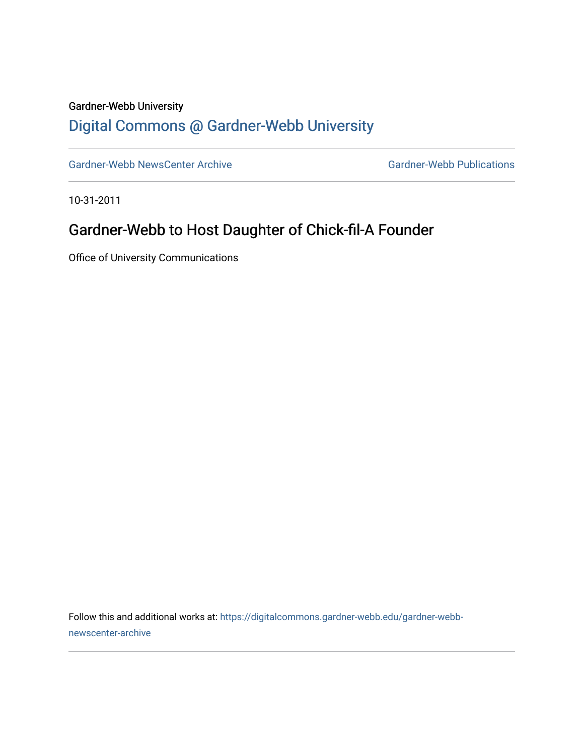Gardner-Webb University

# Digital Commons @ Gardner-Webb University

Gardner-Webb NewsCenter Archive | Gardner-Webb Publications

10-31-2011

## Gardner-Webb to Host Daughter of Chick-fil-A Founder

Office of University Communications

Follow this and additional works at: https://digitalcommons.gardner-webb.edu/gardner-webb-newscenter-archive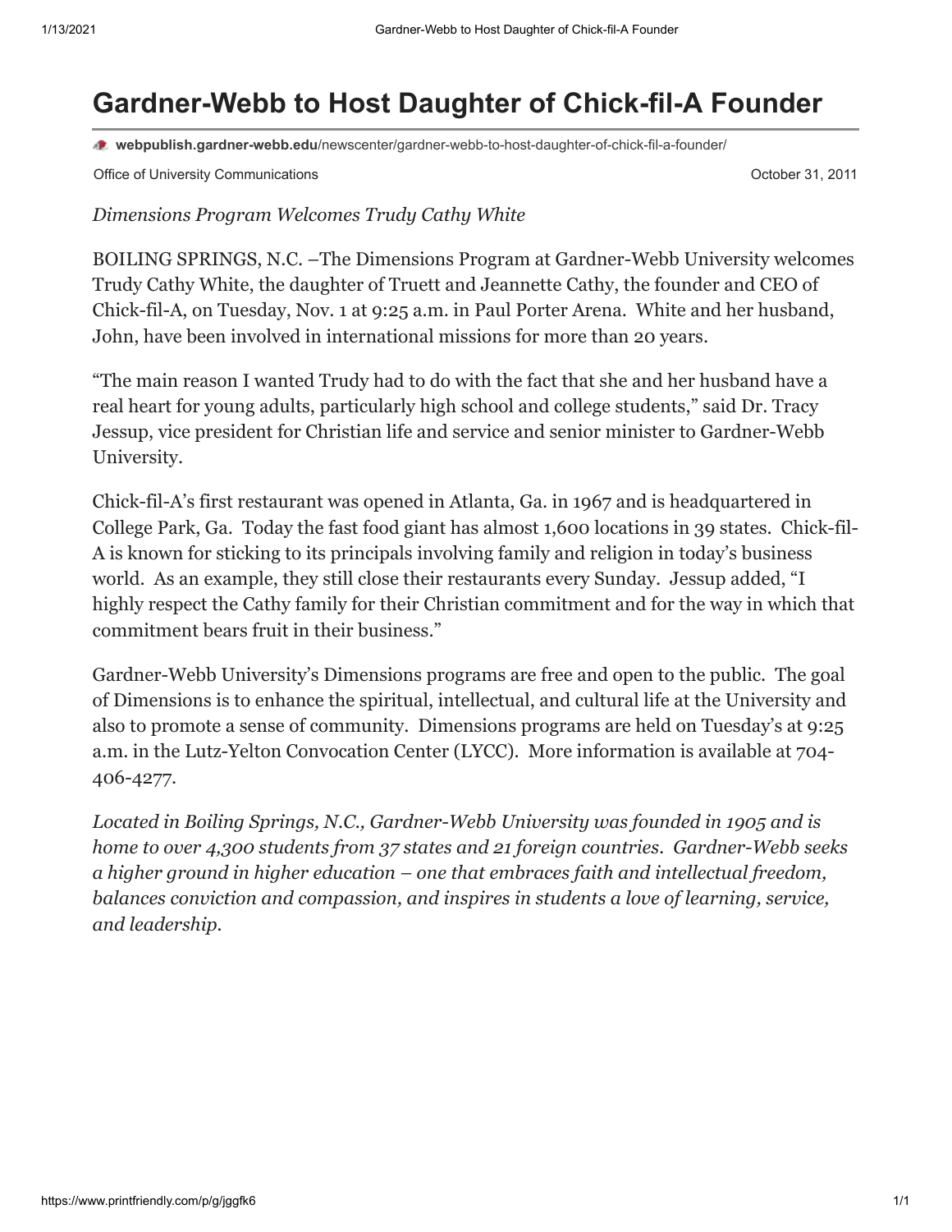# Gardner-Webb to Host Daughter of Chick-fil-A Founder

**webpublish.gardner-webb.edu**/newscenter/gardner-webb-to-host-daughter-of-chick-fil-a-founder/

Office of University Communications

October 31, 2011

*Dimensions Program Welcomes Trudy Cathy White*

BOILING SPRINGS, N.C. –The Dimensions Program at Gardner-Webb University welcomes Trudy Cathy White, the daughter of Truett and Jeannette Cathy, the founder and CEO of Chick-fil-A, on Tuesday, Nov. 1 at 9:25 a.m. in Paul Porter Arena. White and her husband, John, have been involved in international missions for more than 20 years.

"The main reason I wanted Trudy had to do with the fact that she and her husband have a real heart for young adults, particularly high school and college students," said Dr. Tracy Jessup, vice president for Christian life and service and senior minister to Gardner-Webb University.

Chick-fil-A's first restaurant was opened in Atlanta, Ga. in 1967 and is headquartered in College Park, Ga. Today the fast food giant has almost 1,600 locations in 39 states. Chick-fil-A is known for sticking to its principals involving family and religion in today's business world. As an example, they still close their restaurants every Sunday. Jessup added, "I highly respect the Cathy family for their Christian commitment and for the way in which that commitment bears fruit in their business."

Gardner-Webb University's Dimensions programs are free and open to the public. The goal of Dimensions is to enhance the spiritual, intellectual, and cultural life at the University and also to promote a sense of community. Dimensions programs are held on Tuesday's at 9:25 a.m. in the Lutz-Yelton Convocation Center (LYCC). More information is available at 704-406-4277.

*Located in Boiling Springs, N.C., Gardner-Webb University was founded in 1905 and is home to over 4,300 students from 37 states and 21 foreign countries. Gardner-Webb seeks a higher ground in higher education – one that embraces faith and intellectual freedom, balances conviction and compassion, and inspires in students a love of learning, service, and leadership.*